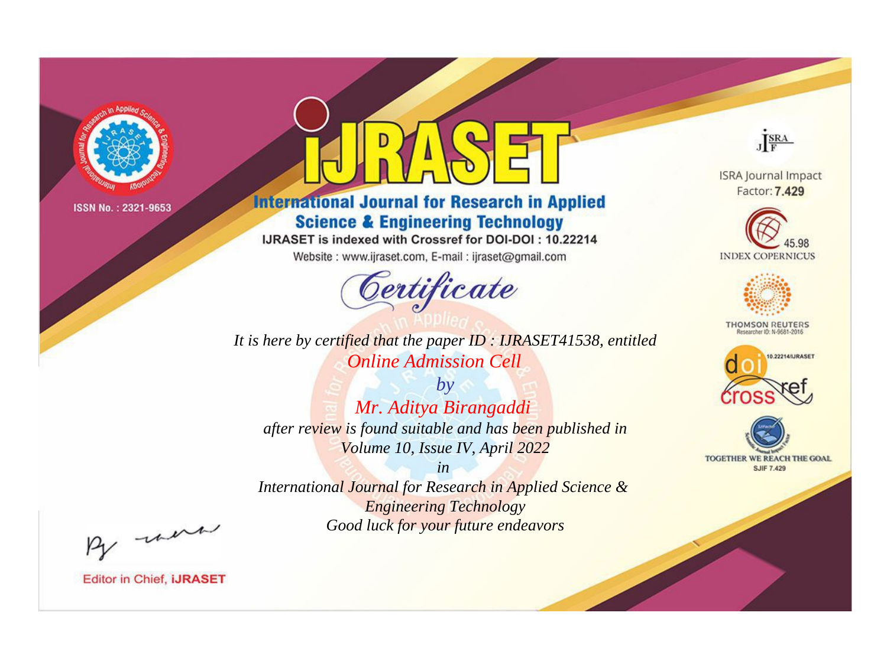ISSN No. : 2321-9653

# iJRASET

## International Journal for Research in Applied Science & Engineering Technology

IJRASET is indexed with Crossref for DOI-DOI : 10.22214

Website : www.ijraset.com, E-mail : ijraset@gmail.com

ISRA Journal Impact Factor: **7.429**

45.98 INDEX COPERNICUS

THOMSON REUTERS Researcher ID: N-9681-2016

10.22214/IJRASET

TOGETHER WE REACH THE GOAL SJIF 7.429

# *Certificate*

*It is here by certified that the paper ID : IJRASET41538, entitled*

*Online Admission Cell*

*by*

*Mr. Aditya Birangaddi*

*after review is found suitable and has been published in*

*Volume 10, Issue IV, April 2022*

*in*

*International Journal for Research in Applied Science & Engineering Technology*

*Good luck for your future endeavors*

Editor in Chief, **iJRASET**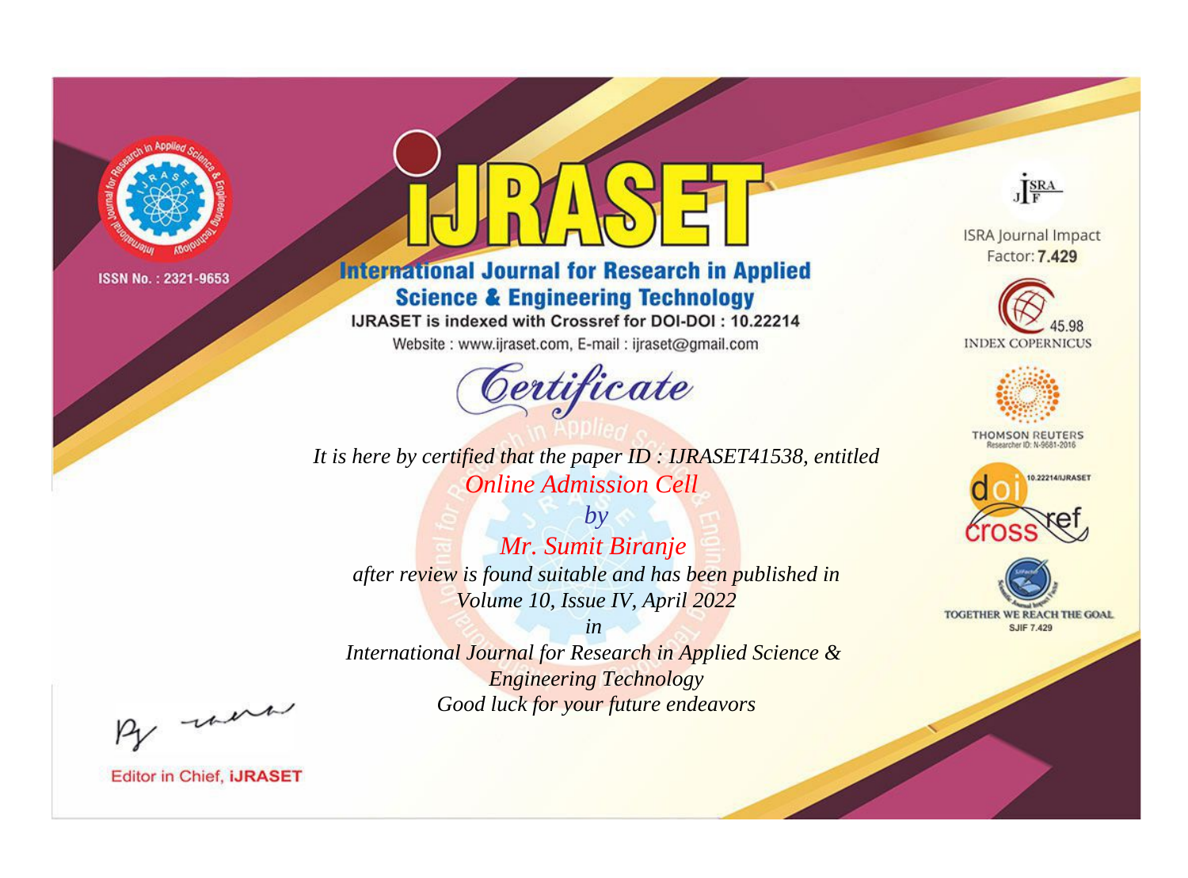ISSN No. : 2321-9653

# IJRASET

## International Journal for Research in Applied Science & Engineering Technology

IJRASET is indexed with Crossref for DOI-DOI : 10.22214

Website : www.ijraset.com, E-mail : ijraset@gmail.com

## Certificate

*It is here by certified that the paper ID : IJRASET41538, entitled*

*Online Admission Cell*

*by*

*Mr. Sumit Biranje*

*after review is found suitable and has been published in*

*Volume 10, Issue IV, April 2022*

*in*

*International Journal for Research in Applied Science & Engineering Technology*

*Good luck for your future endeavors*

ISRA Journal Impact Factor: **7.429**

45.98 INDEX COPERNICUS

THOMSON REUTERS Researcher ID: N-9681-2016

10.22214/IJRASET

TOGETHER WE REACH THE GOAL SJIF 7.429

Editor in Chief, **IJRASET**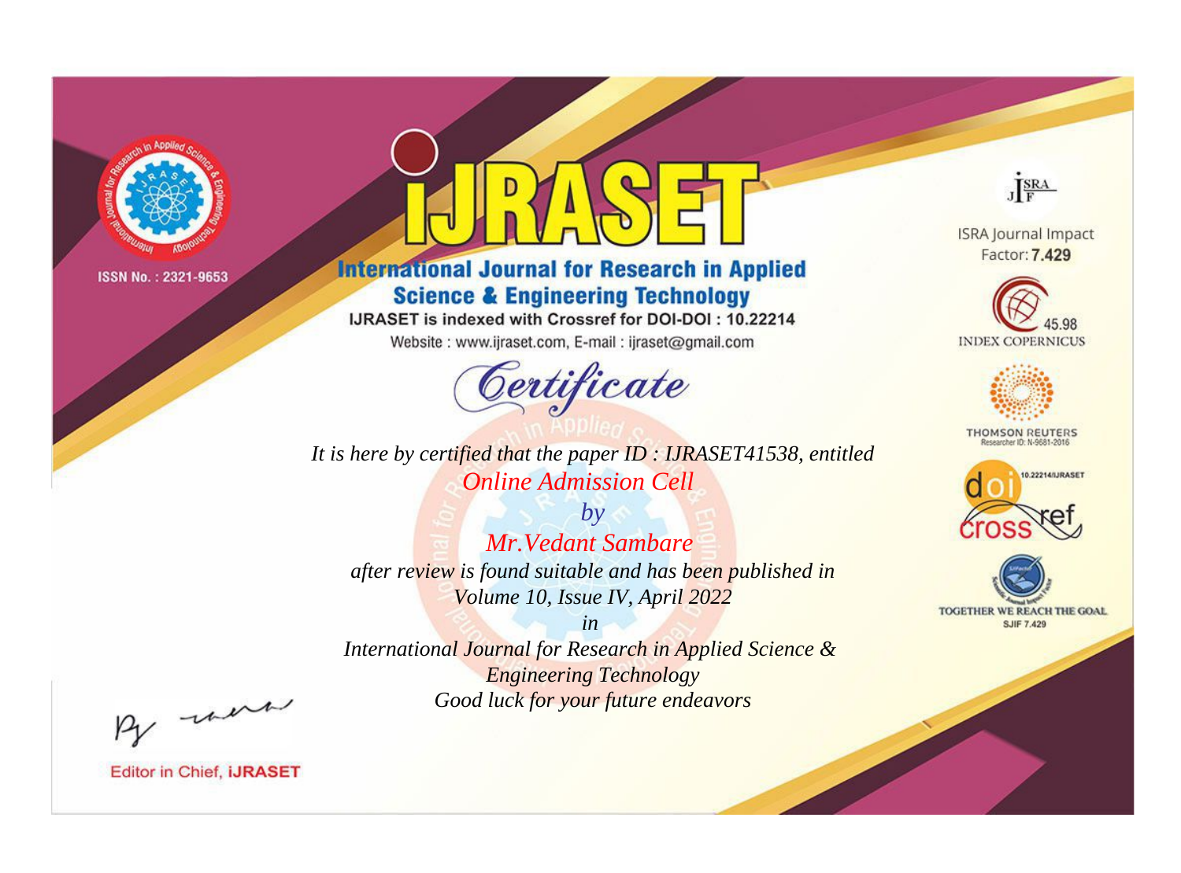ISSN No. : 2321-9653

# IJRASET

## International Journal for Research in Applied Science & Engineering Technology

IJRASET is indexed with Crossref for DOI-DOI : 10.22214

Website : www.ijraset.com, E-mail : ijraset@gmail.com

ISRA Journal Impact Factor: **7.429**

45.98 INDEX COPERNICUS

THOMSON REUTERS Researcher ID: N-9681-2016

10.22214/IJRASET

TOGETHER WE REACH THE GOAL SJIF 7.429

## *Certificate*

*It is here by certified that the paper ID : IJRASET41538, entitled*

*Online Admission Cell*

*by*

*Mr.Vedant Sambare*

*after review is found suitable and has been published in*

*Volume 10, Issue IV, April 2022*

*in*

*International Journal for Research in Applied Science & Engineering Technology*

*Good luck for your future endeavors*

Editor in Chief, **iJRASET**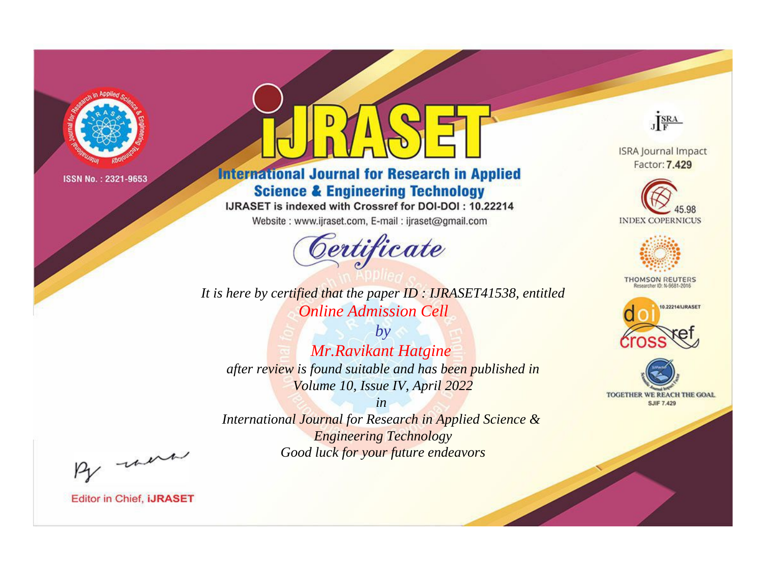ISSN No. : 2321-9653

# IJRASET

## International Journal for Research in Applied Science & Engineering Technology

IJRASET is indexed with Crossref for DOI-DOI : 10.22214

Website : www.ijraset.com, E-mail : ijraset@gmail.com

ISRA Journal Impact Factor: **7.429**

45.98 INDEX COPERNICUS

THOMSON REUTERS Researcher ID: N-9681-2016

10.22214/IJRASET

TOGETHER WE REACH THE GOAL SJIF 7.429

# *Certificate*

*It is here by certified that the paper ID : IJRASET41538, entitled*

*Online Admission Cell*

*by*

*Mr.Ravikant Hatgine*

*after review is found suitable and has been published in*

*Volume 10, Issue IV, April 2022*

*in*

*International Journal for Research in Applied Science & Engineering Technology*

*Good luck for your future endeavors*

Editor in Chief, **iJRASET**